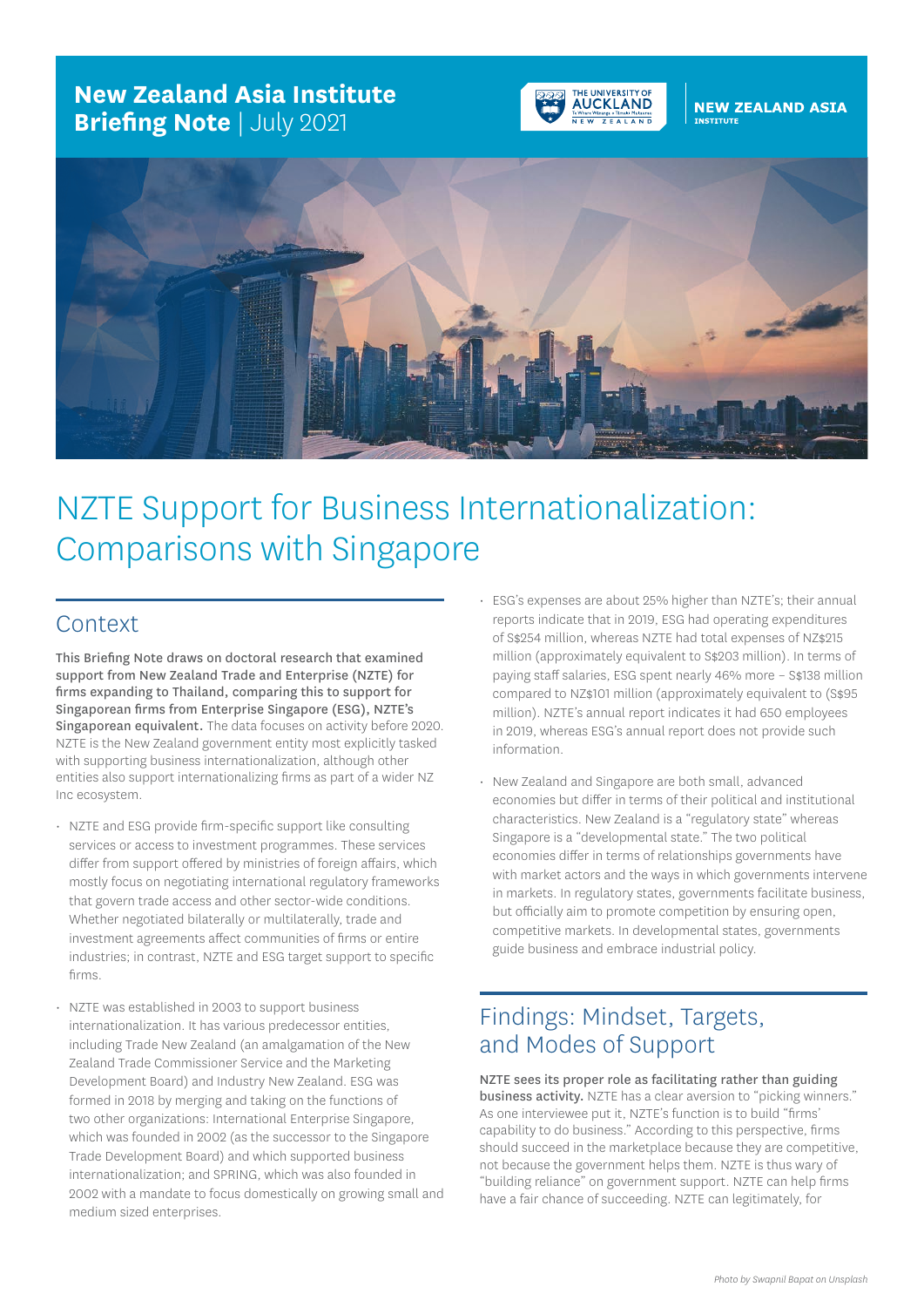**New Zealand Asia Institute Briefing Note** | July 2021

# NZTE Support for Business Internationalization: Comparisons with Singapore

## Context

**This Briefing Note draws on doctoral research that examined support from New Zealand Trade and Enterprise (NZTE) for firms expanding to Thailand, comparing this to support for Singaporean firms from Enterprise Singapore (ESG), NZTE's Singaporean equivalent.** The data focuses on activity before 2020. NZTE is the New Zealand government entity most explicitly tasked with supporting business internationalization, although other entities also support internationalizing firms as part of a wider NZ Inc ecosystem.

- NZTE and ESG provide firm-specific support like consulting services or access to investment programmes. These services differ from support offered by ministries of foreign affairs, which mostly focus on negotiating international regulatory frameworks that govern trade access and other sector-wide conditions. Whether negotiated bilaterally or multilaterally, trade and investment agreements affect communities of firms or entire industries; in contrast, NZTE and ESG target support to specific firms.
- NZTE was established in 2003 to support business internationalization. It has various predecessor entities, including Trade New Zealand (an amalgamation of the New Zealand Trade Commissioner Service and the Marketing Development Board) and Industry New Zealand. ESG was formed in 2018 by merging and taking on the functions of two other organizations: International Enterprise Singapore, which was founded in 2002 (as the successor to the Singapore Trade Development Board) and which supported business internationalization; and SPRING, which was also founded in 2002 with a mandate to focus domestically on growing small and medium sized enterprises.
- ESG's expenses are about 25% higher than NZTE's; their annual reports indicate that in 2019, ESG had operating expenditures of S$254 million, whereas NZTE had total expenses of NZ$215 million (approximately equivalent to S$203 million). In terms of paying staff salaries, ESG spent nearly 46% more – S$138 million compared to NZ$101 million (approximately equivalent to (S$95 million). NZTE's annual report indicates it had 650 employees in 2019, whereas ESG's annual report does not provide such information.
- New Zealand and Singapore are both small, advanced economies but differ in terms of their political and institutional characteristics. New Zealand is a "regulatory state" whereas Singapore is a "developmental state." The two political economies differ in terms of relationships governments have with market actors and the ways in which governments intervene in markets. In regulatory states, governments facilitate business, but officially aim to promote competition by ensuring open, competitive markets. In developmental states, governments guide business and embrace industrial policy.

## Findings: Mindset, Targets, and Modes of Support

**NZTE sees its proper role as facilitating rather than guiding business activity.** NZTE has a clear aversion to "picking winners." As one interviewee put it, NZTE's function is to build "firms' capability to do business." According to this perspective, firms should succeed in the marketplace because they are competitive, not because the government helps them. NZTE is thus wary of "building reliance" on government support. NZTE can help firms have a fair chance of succeeding. NZTE can legitimately, for

*Photo by Swapnil Bapat on Unsplash*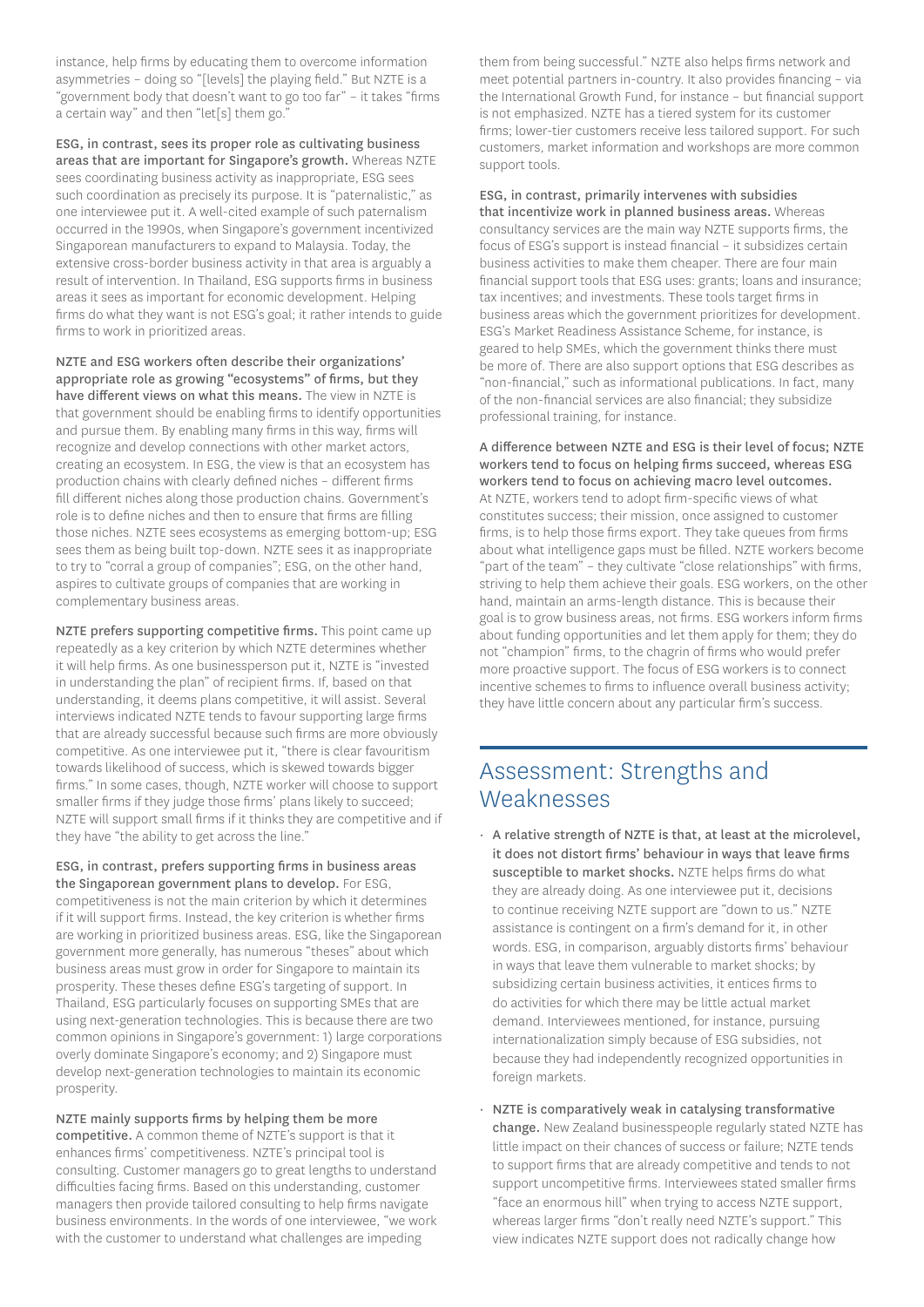instance, help firms by educating them to overcome information asymmetries – doing so "[levels] the playing field." But NZTE is a "government body that doesn't want to go too far" – it takes "firms a certain way" and then "let[s] them go."

**ESG, in contrast, sees its proper role as cultivating business areas that are important for Singapore's growth.** Whereas NZTE sees coordinating business activity as inappropriate, ESG sees such coordination as precisely its purpose. It is "paternalistic," as one interviewee put it. A well-cited example of such paternalism occurred in the 1990s, when Singapore's government incentivized Singaporean manufacturers to expand to Malaysia. Today, the extensive cross-border business activity in that area is arguably a result of intervention. In Thailand, ESG supports firms in business areas it sees as important for economic development. Helping firms do what they want is not ESG's goal; it rather intends to guide firms to work in prioritized areas.

**NZTE and ESG workers often describe their organizations' appropriate role as growing "ecosystems" of firms, but they have different views on what this means.** The view in NZTE is that government should be enabling firms to identify opportunities and pursue them. By enabling many firms in this way, firms will recognize and develop connections with other market actors, creating an ecosystem. In ESG, the view is that an ecosystem has production chains with clearly defined niches – different firms fill different niches along those production chains. Government's role is to define niches and then to ensure that firms are filling those niches. NZTE sees ecosystems as emerging bottom-up; ESG sees them as being built top-down. NZTE sees it as inappropriate to try to "corral a group of companies"; ESG, on the other hand, aspires to cultivate groups of companies that are working in complementary business areas.

**NZTE prefers supporting competitive firms.** This point came up repeatedly as a key criterion by which NZTE determines whether it will help firms. As one businessperson put it, NZTE is "invested in understanding the plan" of recipient firms. If, based on that understanding, it deems plans competitive, it will assist. Several interviews indicated NZTE tends to favour supporting large firms that are already successful because such firms are more obviously competitive. As one interviewee put it, "there is clear favouritism towards likelihood of success, which is skewed towards bigger firms." In some cases, though, NZTE worker will choose to support smaller firms if they judge those firms' plans likely to succeed; NZTE will support small firms if it thinks they are competitive and if they have "the ability to get across the line."

**ESG, in contrast, prefers supporting firms in business areas the Singaporean government plans to develop.** For ESG, competitiveness is not the main criterion by which it determines if it will support firms. Instead, the key criterion is whether firms are working in prioritized business areas. ESG, like the Singaporean government more generally, has numerous "theses" about which business areas must grow in order for Singapore to maintain its prosperity. These theses define ESG's targeting of support. In Thailand, ESG particularly focuses on supporting SMEs that are using next-generation technologies. This is because there are two common opinions in Singapore's government: 1) large corporations overly dominate Singapore's economy; and 2) Singapore must develop next-generation technologies to maintain its economic prosperity.

**NZTE mainly supports firms by helping them be more competitive.** A common theme of NZTE's support is that it enhances firms' competitiveness. NZTE's principal tool is consulting. Customer managers go to great lengths to understand difficulties facing firms. Based on this understanding, customer managers then provide tailored consulting to help firms navigate business environments. In the words of one interviewee, "we work with the customer to understand what challenges are impeding them from being successful." NZTE also helps firms network and meet potential partners in-country. It also provides financing – via the International Growth Fund, for instance – but financial support is not emphasized. NZTE has a tiered system for its customer firms; lower-tier customers receive less tailored support. For such customers, market information and workshops are more common support tools.

**ESG, in contrast, primarily intervenes with subsidies that incentivize work in planned business areas.** Whereas consultancy services are the main way NZTE supports firms, the focus of ESG's support is instead financial – it subsidizes certain business activities to make them cheaper. There are four main financial support tools that ESG uses: grants; loans and insurance; tax incentives; and investments. These tools target firms in business areas which the government prioritizes for development. ESG's Market Readiness Assistance Scheme, for instance, is geared to help SMEs, which the government thinks there must be more of. There are also support options that ESG describes as "non-financial," such as informational publications. In fact, many of the non-financial services are also financial; they subsidize professional training, for instance.

**A difference between NZTE and ESG is their level of focus; NZTE workers tend to focus on helping firms succeed, whereas ESG workers tend to focus on achieving macro level outcomes.** At NZTE, workers tend to adopt firm-specific views of what constitutes success; their mission, once assigned to customer firms, is to help those firms export. They take queues from firms about what intelligence gaps must be filled. NZTE workers become "part of the team" – they cultivate "close relationships" with firms, striving to help them achieve their goals. ESG workers, on the other hand, maintain an arms-length distance. This is because their goal is to grow business areas, not firms. ESG workers inform firms about funding opportunities and let them apply for them; they do not "champion" firms, to the chagrin of firms who would prefer more proactive support. The focus of ESG workers is to connect incentive schemes to firms to influence overall business activity; they have little concern about any particular firm's success.

## Assessment: Strengths and Weaknesses

- **A relative strength of NZTE is that, at least at the microlevel, it does not distort firms' behaviour in ways that leave firms susceptible to market shocks.** NZTE helps firms do what they are already doing. As one interviewee put it, decisions to continue receiving NZTE support are "down to us." NZTE assistance is contingent on a firm's demand for it, in other words. ESG, in comparison, arguably distorts firms' behaviour in ways that leave them vulnerable to market shocks; by subsidizing certain business activities, it entices firms to do activities for which there may be little actual market demand. Interviewees mentioned, for instance, pursuing internationalization simply because of ESG subsidies, not because they had independently recognized opportunities in foreign markets.
- **NZTE is comparatively weak in catalysing transformative change.** New Zealand businesspeople regularly stated NZTE has little impact on their chances of success or failure; NZTE tends to support firms that are already competitive and tends to not support uncompetitive firms. Interviewees stated smaller firms "face an enormous hill" when trying to access NZTE support, whereas larger firms "don't really need NZTE's support." This view indicates NZTE support does not radically change how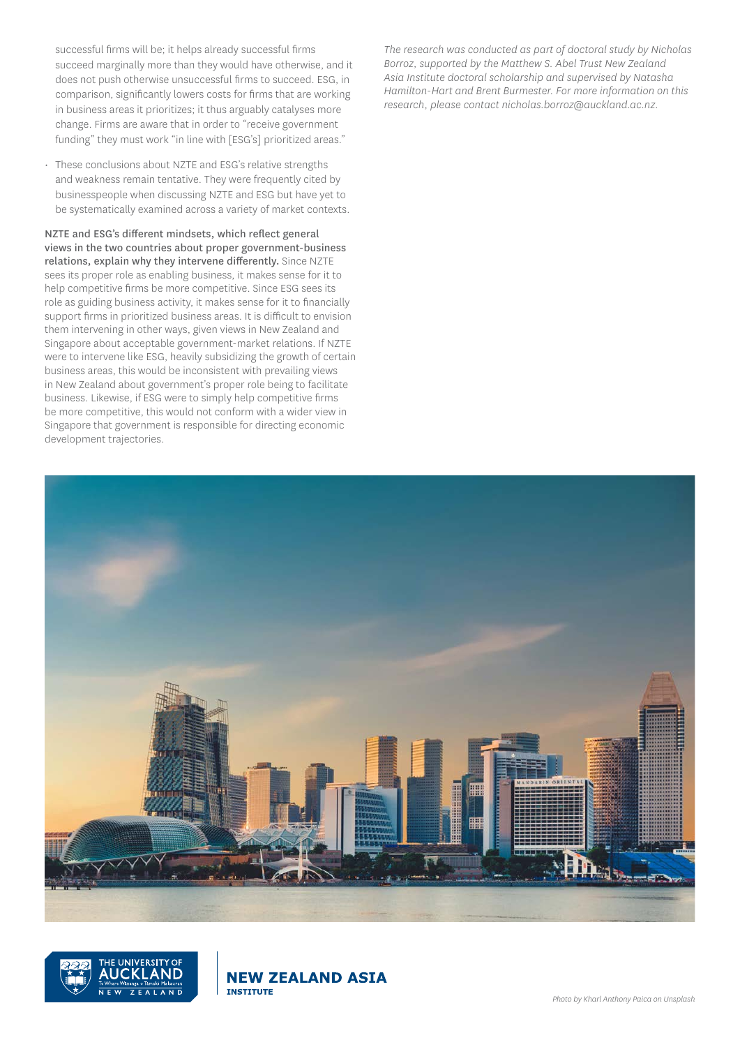successful firms will be; it helps already successful firms succeed marginally more than they would have otherwise, and it does not push otherwise unsuccessful firms to succeed. ESG, in comparison, significantly lowers costs for firms that are working in business areas it prioritizes; it thus arguably catalyses more change. Firms are aware that in order to "receive government funding" they must work "in line with [ESG's] prioritized areas."

- These conclusions about NZTE and ESG's relative strengths and weakness remain tentative. They were frequently cited by businesspeople when discussing NZTE and ESG but have yet to be systematically examined across a variety of market contexts.

**NZTE and ESG's different mindsets, which reflect general views in the two countries about proper government-business relations, explain why they intervene differently.** Since NZTE sees its proper role as enabling business, it makes sense for it to help competitive firms be more competitive. Since ESG sees its role as guiding business activity, it makes sense for it to financially support firms in prioritized business areas. It is difficult to envision them intervening in other ways, given views in New Zealand and Singapore about acceptable government-market relations. If NZTE were to intervene like ESG, heavily subsidizing the growth of certain business areas, this would be inconsistent with prevailing views in New Zealand about government's proper role being to facilitate business. Likewise, if ESG were to simply help competitive firms be more competitive, this would not conform with a wider view in Singapore that government is responsible for directing economic development trajectories.

*The research was conducted as part of doctoral study by Nicholas Borroz, supported by the Matthew S. Abel Trust New Zealand Asia Institute doctoral scholarship and supervised by Natasha Hamilton-Hart and Brent Burmester. For more information on this research, please contact nicholas.borroz@auckland.ac.nz.*

*Photo by Kharl Anthony Paica on Unsplash*